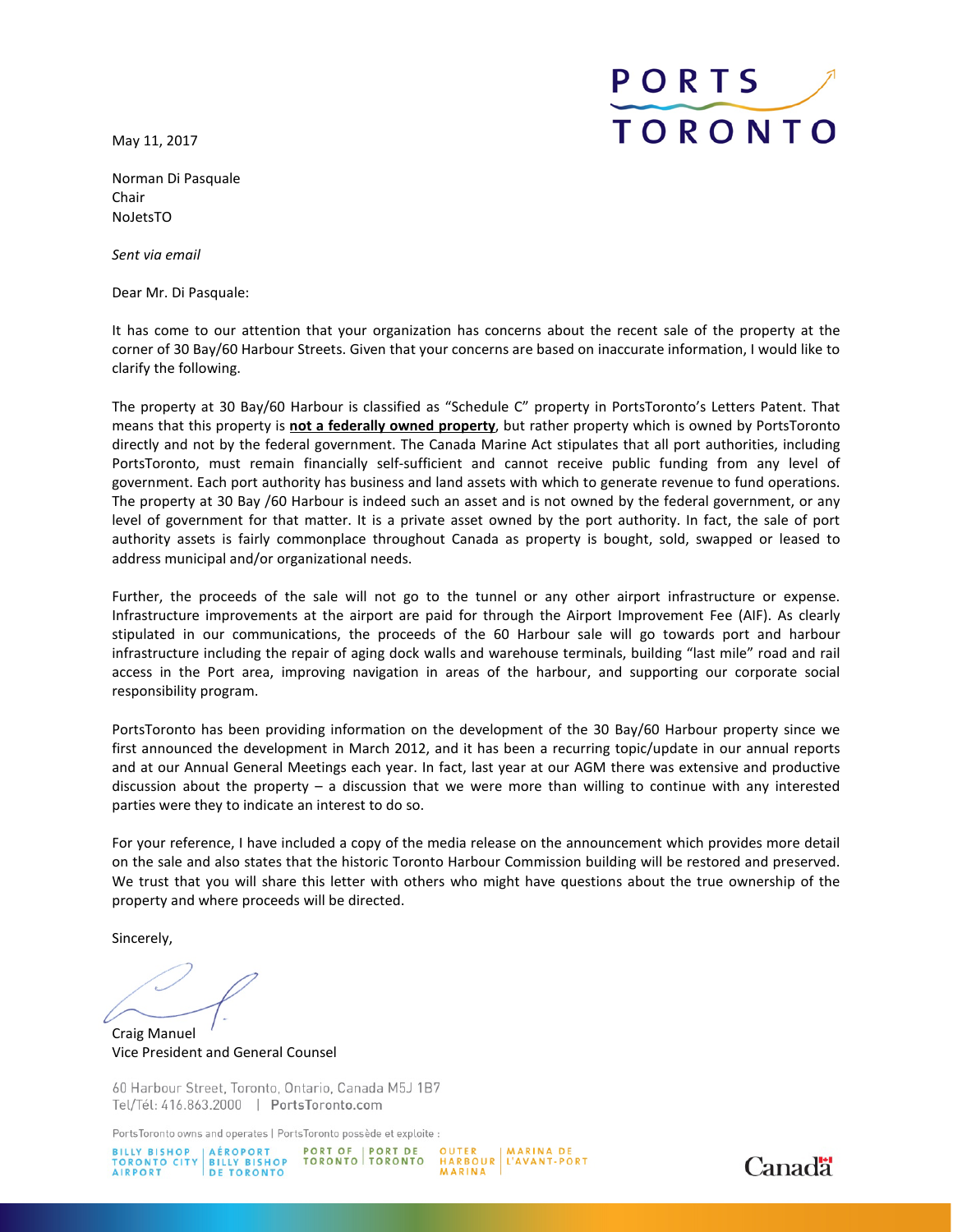PORTS TORONTO

May 11, 2017

Norman Di Pasquale
Chair
NoJetsTO

*Sent via email*

Dear Mr. Di Pasquale:

It has come to our attention that your organization has concerns about the recent sale of the property at the corner of 30 Bay/60 Harbour Streets. Given that your concerns are based on inaccurate information, I would like to clarify the following.

The property at 30 Bay/60 Harbour is classified as "Schedule C" property in PortsToronto's Letters Patent. That means that this property is **not a federally owned property**, but rather property which is owned by PortsToronto directly and not by the federal government. The Canada Marine Act stipulates that all port authorities, including PortsToronto, must remain financially self-sufficient and cannot receive public funding from any level of government. Each port authority has business and land assets with which to generate revenue to fund operations. The property at 30 Bay /60 Harbour is indeed such an asset and is not owned by the federal government, or any level of government for that matter. It is a private asset owned by the port authority. In fact, the sale of port authority assets is fairly commonplace throughout Canada as property is bought, sold, swapped or leased to address municipal and/or organizational needs.

Further, the proceeds of the sale will not go to the tunnel or any other airport infrastructure or expense. Infrastructure improvements at the airport are paid for through the Airport Improvement Fee (AIF). As clearly stipulated in our communications, the proceeds of the 60 Harbour sale will go towards port and harbour infrastructure including the repair of aging dock walls and warehouse terminals, building "last mile" road and rail access in the Port area, improving navigation in areas of the harbour, and supporting our corporate social responsibility program.

PortsToronto has been providing information on the development of the 30 Bay/60 Harbour property since we first announced the development in March 2012, and it has been a recurring topic/update in our annual reports and at our Annual General Meetings each year. In fact, last year at our AGM there was extensive and productive discussion about the property – a discussion that we were more than willing to continue with any interested parties were they to indicate an interest to do so.

For your reference, I have included a copy of the media release on the announcement which provides more detail on the sale and also states that the historic Toronto Harbour Commission building will be restored and preserved. We trust that you will share this letter with others who might have questions about the true ownership of the property and where proceeds will be directed.

Sincerely,

Craig Manuel
Vice President and General Counsel

60 Harbour Street, Toronto, Ontario, Canada M5J 1B7
Tel/Tél: 416.863.2000 | PortsToronto.com

PortsToronto owns and operates | PortsToronto possède et exploite :
BILLY BISHOP TORONTO CITY AIRPORT | AÉROPORT BILLY BISHOP DE TORONTO | PORT OF TORONTO | PORT DE TORONTO | OUTER HARBOUR MARINA | MARINA DE L'AVANT-PORT

Canada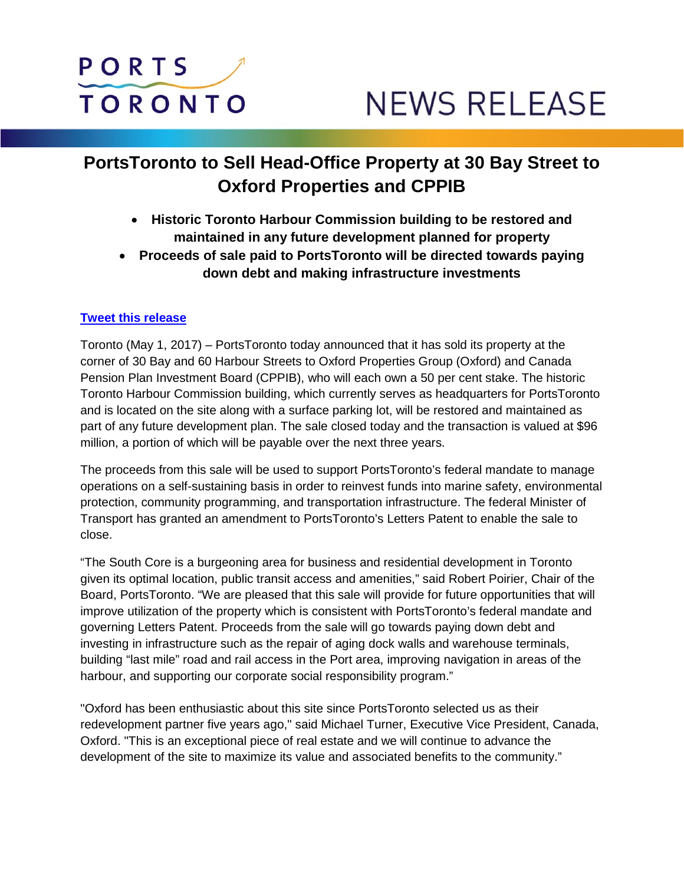# NEWS RELEASE

## PortsToronto to Sell Head-Office Property at 30 Bay Street to Oxford Properties and CPPIB

- **Historic Toronto Harbour Commission building to be restored and maintained in any future development planned for property**
- **Proceeds of sale paid to PortsToronto will be directed towards paying down debt and making infrastructure investments**

**Tweet this release**

Toronto (May 1, 2017) – PortsToronto today announced that it has sold its property at the corner of 30 Bay and 60 Harbour Streets to Oxford Properties Group (Oxford) and Canada Pension Plan Investment Board (CPPIB), who will each own a 50 per cent stake. The historic Toronto Harbour Commission building, which currently serves as headquarters for PortsToronto and is located on the site along with a surface parking lot, will be restored and maintained as part of any future development plan. The sale closed today and the transaction is valued at $96 million, a portion of which will be payable over the next three years.

The proceeds from this sale will be used to support PortsToronto's federal mandate to manage operations on a self-sustaining basis in order to reinvest funds into marine safety, environmental protection, community programming, and transportation infrastructure. The federal Minister of Transport has granted an amendment to PortsToronto's Letters Patent to enable the sale to close.

"The South Core is a burgeoning area for business and residential development in Toronto given its optimal location, public transit access and amenities," said Robert Poirier, Chair of the Board, PortsToronto. "We are pleased that this sale will provide for future opportunities that will improve utilization of the property which is consistent with PortsToronto's federal mandate and governing Letters Patent. Proceeds from the sale will go towards paying down debt and investing in infrastructure such as the repair of aging dock walls and warehouse terminals, building "last mile" road and rail access in the Port area, improving navigation in areas of the harbour, and supporting our corporate social responsibility program."

"Oxford has been enthusiastic about this site since PortsToronto selected us as their redevelopment partner five years ago," said Michael Turner, Executive Vice President, Canada, Oxford. "This is an exceptional piece of real estate and we will continue to advance the development of the site to maximize its value and associated benefits to the community."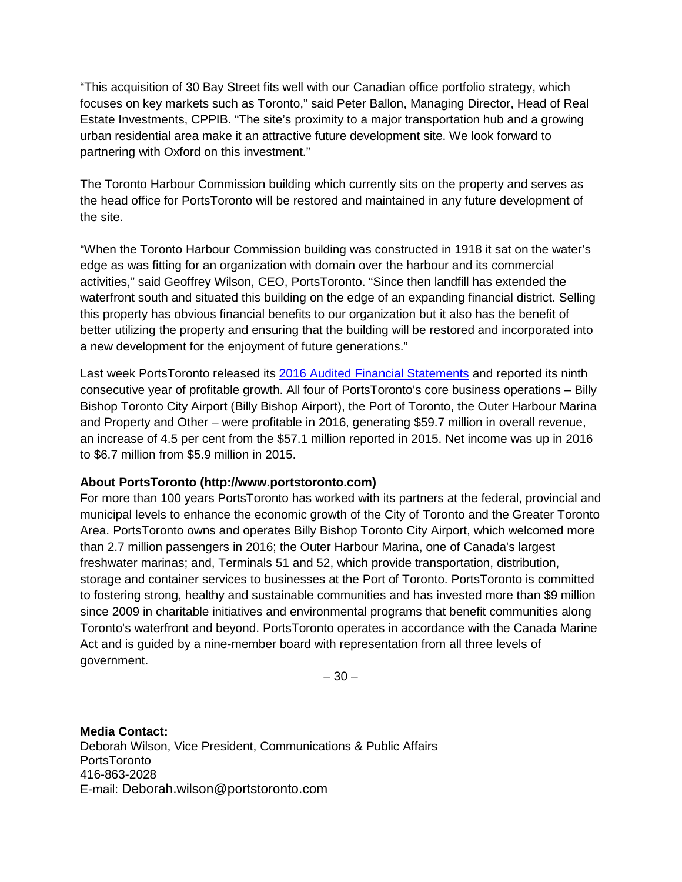"This acquisition of 30 Bay Street fits well with our Canadian office portfolio strategy, which focuses on key markets such as Toronto," said Peter Ballon, Managing Director, Head of Real Estate Investments, CPPIB. "The site's proximity to a major transportation hub and a growing urban residential area make it an attractive future development site. We look forward to partnering with Oxford on this investment."

The Toronto Harbour Commission building which currently sits on the property and serves as the head office for PortsToronto will be restored and maintained in any future development of the site.

"When the Toronto Harbour Commission building was constructed in 1918 it sat on the water's edge as was fitting for an organization with domain over the harbour and its commercial activities," said Geoffrey Wilson, CEO, PortsToronto. "Since then landfill has extended the waterfront south and situated this building on the edge of an expanding financial district. Selling this property has obvious financial benefits to our organization but it also has the benefit of better utilizing the property and ensuring that the building will be restored and incorporated into a new development for the enjoyment of future generations."

Last week PortsToronto released its 2016 Audited Financial Statements and reported its ninth consecutive year of profitable growth. All four of PortsToronto's core business operations – Billy Bishop Toronto City Airport (Billy Bishop Airport), the Port of Toronto, the Outer Harbour Marina and Property and Other – were profitable in 2016, generating $59.7 million in overall revenue, an increase of 4.5 per cent from the $57.1 million reported in 2015. Net income was up in 2016 to $6.7 million from $5.9 million in 2015.

**About PortsToronto (http://www.portstoronto.com)**
For more than 100 years PortsToronto has worked with its partners at the federal, provincial and municipal levels to enhance the economic growth of the City of Toronto and the Greater Toronto Area. PortsToronto owns and operates Billy Bishop Toronto City Airport, which welcomed more than 2.7 million passengers in 2016; the Outer Harbour Marina, one of Canada's largest freshwater marinas; and, Terminals 51 and 52, which provide transportation, distribution, storage and container services to businesses at the Port of Toronto. PortsToronto is committed to fostering strong, healthy and sustainable communities and has invested more than $9 million since 2009 in charitable initiatives and environmental programs that benefit communities along Toronto's waterfront and beyond. PortsToronto operates in accordance with the Canada Marine Act and is guided by a nine-member board with representation from all three levels of government.

– 30 –

**Media Contact:**
Deborah Wilson, Vice President, Communications & Public Affairs
PortsToronto
416-863-2028
E-mail: Deborah.wilson@portstoronto.com